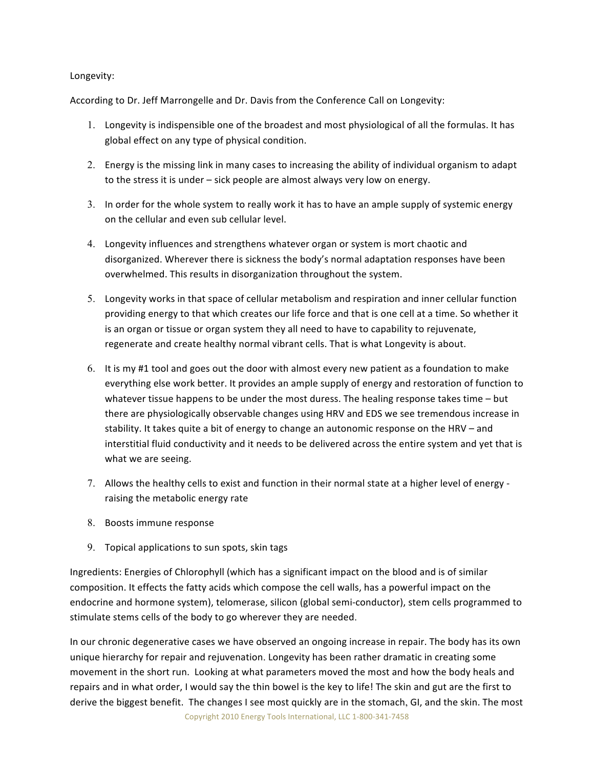Longevity:

According to Dr. Jeff Marrongelle and Dr. Davis from the Conference Call on Longevity:

1. Longevity is indispensible one of the broadest and most physiological of all the formulas. It has global effect on any type of physical condition.
2. Energy is the missing link in many cases to increasing the ability of individual organism to adapt to the stress it is under – sick people are almost always very low on energy.
3. In order for the whole system to really work it has to have an ample supply of systemic energy on the cellular and even sub cellular level.
4. Longevity influences and strengthens whatever organ or system is mort chaotic and disorganized. Wherever there is sickness the body's normal adaptation responses have been overwhelmed. This results in disorganization throughout the system.
5. Longevity works in that space of cellular metabolism and respiration and inner cellular function providing energy to that which creates our life force and that is one cell at a time. So whether it is an organ or tissue or organ system they all need to have to capability to rejuvenate, regenerate and create healthy normal vibrant cells. That is what Longevity is about.
6. It is my #1 tool and goes out the door with almost every new patient as a foundation to make everything else work better. It provides an ample supply of energy and restoration of function to whatever tissue happens to be under the most duress. The healing response takes time – but there are physiologically observable changes using HRV and EDS we see tremendous increase in stability. It takes quite a bit of energy to change an autonomic response on the HRV – and interstitial fluid conductivity and it needs to be delivered across the entire system and yet that is what we are seeing.
7. Allows the healthy cells to exist and function in their normal state at a higher level of energy - raising the metabolic energy rate
8. Boosts immune response
9. Topical applications to sun spots, skin tags

Ingredients: Energies of Chlorophyll (which has a significant impact on the blood and is of similar composition. It effects the fatty acids which compose the cell walls, has a powerful impact on the endocrine and hormone system), telomerase, silicon (global semi-conductor), stem cells programmed to stimulate stems cells of the body to go wherever they are needed.

In our chronic degenerative cases we have observed an ongoing increase in repair. The body has its own unique hierarchy for repair and rejuvenation. Longevity has been rather dramatic in creating some movement in the short run. Looking at what parameters moved the most and how the body heals and repairs and in what order, I would say the thin bowel is the key to life! The skin and gut are the first to derive the biggest benefit. The changes I see most quickly are in the stomach, GI, and the skin. The most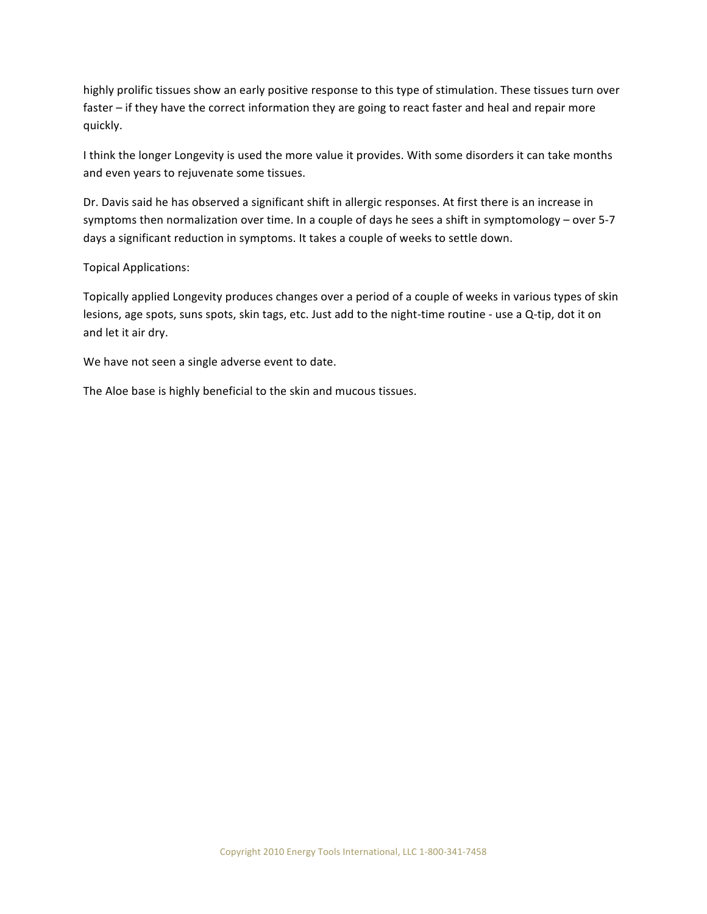highly prolific tissues show an early positive response to this type of stimulation. These tissues turn over faster – if they have the correct information they are going to react faster and heal and repair more quickly.

I think the longer Longevity is used the more value it provides. With some disorders it can take months and even years to rejuvenate some tissues.

Dr. Davis said he has observed a significant shift in allergic responses. At first there is an increase in symptoms then normalization over time. In a couple of days he sees a shift in symptomology – over 5-7 days a significant reduction in symptoms. It takes a couple of weeks to settle down.

Topical Applications:

Topically applied Longevity produces changes over a period of a couple of weeks in various types of skin lesions, age spots, suns spots, skin tags, etc. Just add to the night-time routine - use a Q-tip, dot it on and let it air dry.

We have not seen a single adverse event to date.

The Aloe base is highly beneficial to the skin and mucous tissues.